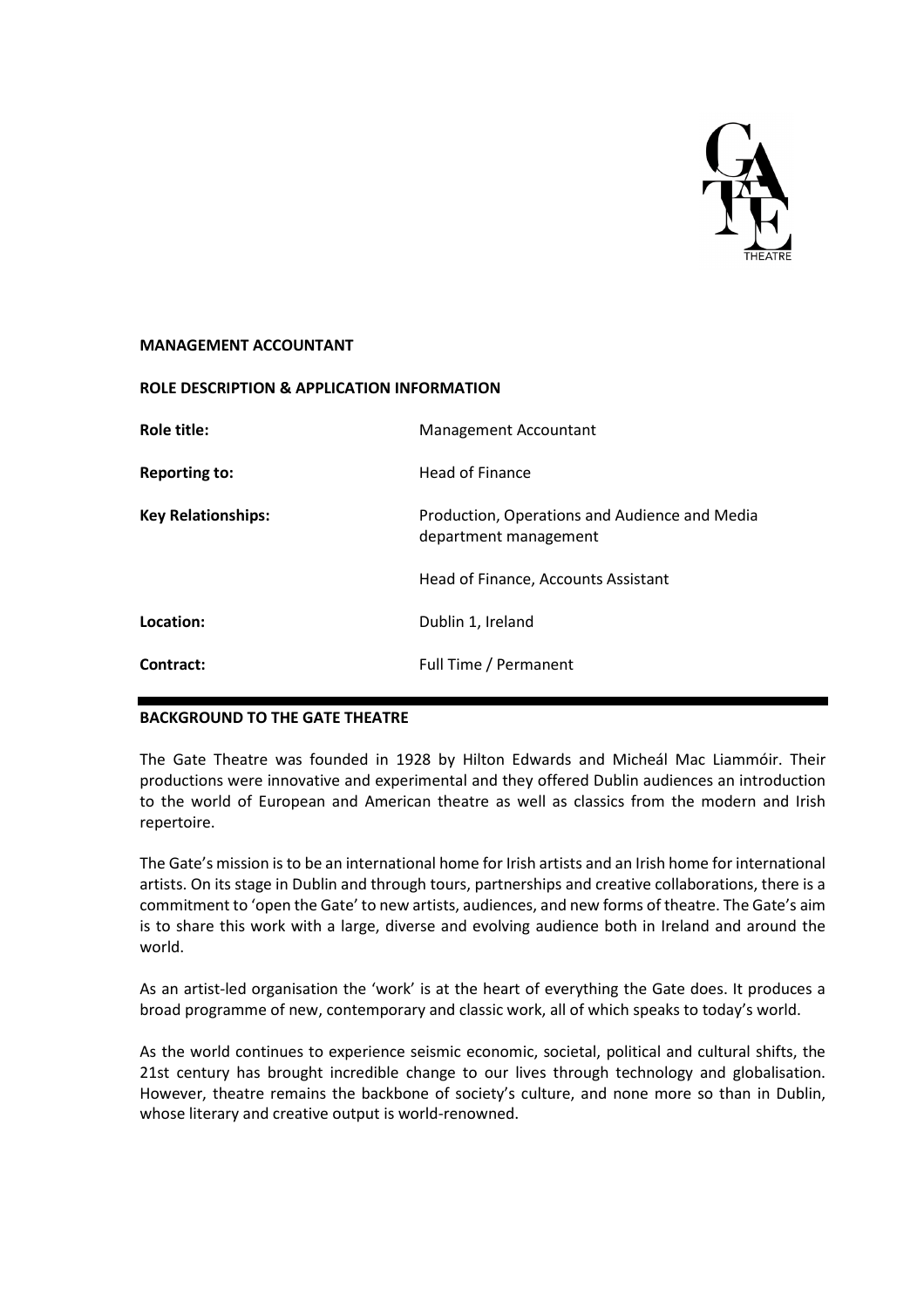**MANAGEMENT ACCOUNTANT**

**ROLE DESCRIPTION & APPLICATION INFORMATION**

| | |
|---|---|
| **Role title:** | Management Accountant |
| **Reporting to:** | Head of Finance |
| **Key Relationships:** | Production, Operations and Audience and Media department management<br><br>Head of Finance, Accounts Assistant |
| **Location:** | Dublin 1, Ireland |
| **Contract:** | Full Time / Permanent |

## BACKGROUND TO THE GATE THEATRE

The Gate Theatre was founded in 1928 by Hilton Edwards and Micheál Mac Liammóir. Their productions were innovative and experimental and they offered Dublin audiences an introduction to the world of European and American theatre as well as classics from the modern and Irish repertoire.

The Gate's mission is to be an international home for Irish artists and an Irish home for international artists. On its stage in Dublin and through tours, partnerships and creative collaborations, there is a commitment to 'open the Gate' to new artists, audiences, and new forms of theatre. The Gate's aim is to share this work with a large, diverse and evolving audience both in Ireland and around the world.

As an artist-led organisation the 'work' is at the heart of everything the Gate does. It produces a broad programme of new, contemporary and classic work, all of which speaks to today's world.

As the world continues to experience seismic economic, societal, political and cultural shifts, the 21st century has brought incredible change to our lives through technology and globalisation. However, theatre remains the backbone of society's culture, and none more so than in Dublin, whose literary and creative output is world-renowned.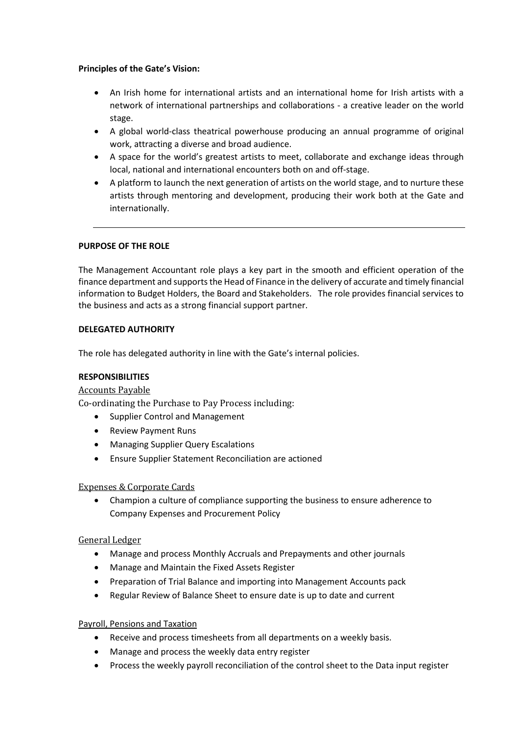**Principles of the Gate's Vision:**

- An Irish home for international artists and an international home for Irish artists with a network of international partnerships and collaborations - a creative leader on the world stage.
- A global world-class theatrical powerhouse producing an annual programme of original work, attracting a diverse and broad audience.
- A space for the world's greatest artists to meet, collaborate and exchange ideas through local, national and international encounters both on and off-stage.
- A platform to launch the next generation of artists on the world stage, and to nurture these artists through mentoring and development, producing their work both at the Gate and internationally.

---

**PURPOSE OF THE ROLE**

The Management Accountant role plays a key part in the smooth and efficient operation of the finance department and supports the Head of Finance in the delivery of accurate and timely financial information to Budget Holders, the Board and Stakeholders. The role provides financial services to the business and acts as a strong financial support partner.

**DELEGATED AUTHORITY**

The role has delegated authority in line with the Gate's internal policies.

**RESPONSIBILITIES**

Accounts Payable

Co-ordinating the Purchase to Pay Process including:

- Supplier Control and Management
- Review Payment Runs
- Managing Supplier Query Escalations
- Ensure Supplier Statement Reconciliation are actioned

Expenses & Corporate Cards

- Champion a culture of compliance supporting the business to ensure adherence to Company Expenses and Procurement Policy

General Ledger

- Manage and process Monthly Accruals and Prepayments and other journals
- Manage and Maintain the Fixed Assets Register
- Preparation of Trial Balance and importing into Management Accounts pack
- Regular Review of Balance Sheet to ensure date is up to date and current

Payroll, Pensions and Taxation

- Receive and process timesheets from all departments on a weekly basis.
- Manage and process the weekly data entry register
- Process the weekly payroll reconciliation of the control sheet to the Data input register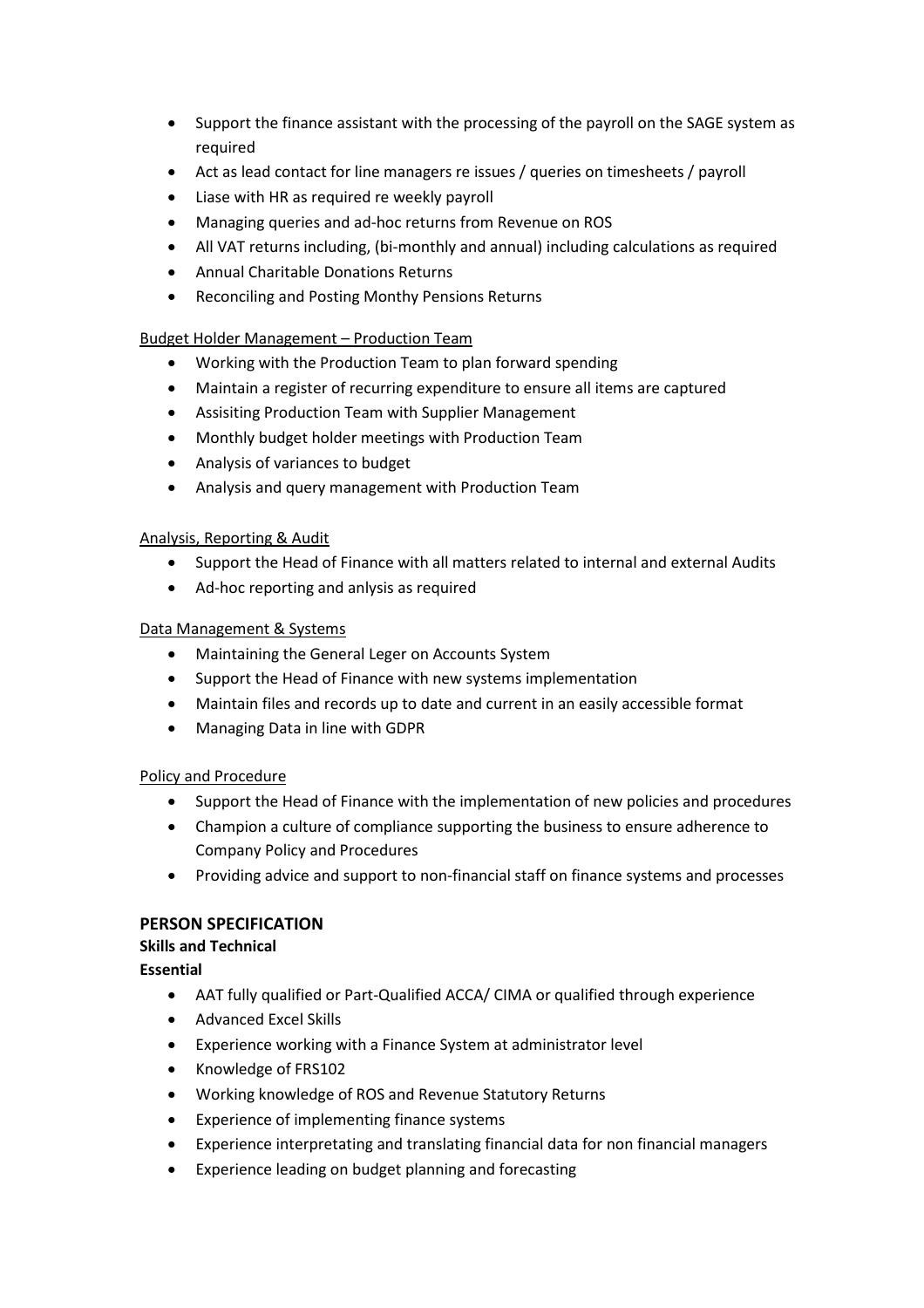- Support the finance assistant with the processing of the payroll on the SAGE system as required
- Act as lead contact for line managers re issues / queries on timesheets / payroll
- Liase with HR as required re weekly payroll
- Managing queries and ad-hoc returns from Revenue on ROS
- All VAT returns including, (bi-monthly and annual) including calculations as required
- Annual Charitable Donations Returns
- Reconciling and Posting Monthy Pensions Returns

<u>Budget Holder Management – Production Team</u>

- Working with the Production Team to plan forward spending
- Maintain a register of recurring expenditure to ensure all items are captured
- Assisiting Production Team with Supplier Management
- Monthly budget holder meetings with Production Team
- Analysis of variances to budget
- Analysis and query management with Production Team

<u>Analysis, Reporting & Audit</u>

- Support the Head of Finance with all matters related to internal and external Audits
- Ad-hoc reporting and anlysis as required

<u>Data Management & Systems</u>

- Maintaining the General Leger on Accounts System
- Support the Head of Finance with new systems implementation
- Maintain files and records up to date and current in an easily accessible format
- Managing Data in line with GDPR

<u>Policy and Procedure</u>

- Support the Head of Finance with the implementation of new policies and procedures
- Champion a culture of compliance supporting the business to ensure adherence to Company Policy and Procedures
- Providing advice and support to non-financial staff on finance systems and processes

## PERSON SPECIFICATION

**Skills and Technical**

**Essential**

- AAT fully qualified or Part-Qualified ACCA/ CIMA or qualified through experience
- Advanced Excel Skills
- Experience working with a Finance System at administrator level
- Knowledge of FRS102
- Working knowledge of ROS and Revenue Statutory Returns
- Experience of implementing finance systems
- Experience interpretating and translating financial data for non financial managers
- Experience leading on budget planning and forecasting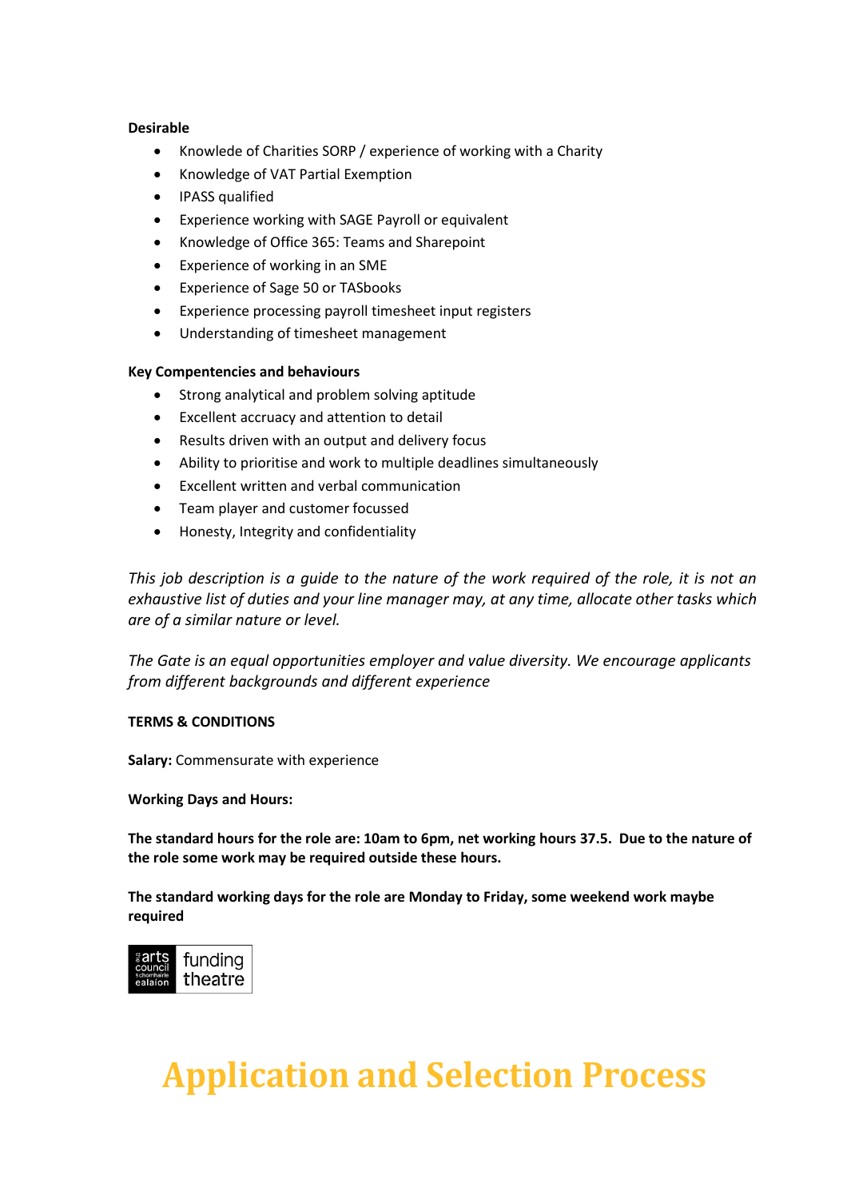**Desirable**

- Knowlede of Charities SORP / experience of working with a Charity
- Knowledge of VAT Partial Exemption
- IPASS qualified
- Experience working with SAGE Payroll or equivalent
- Knowledge of Office 365: Teams and Sharepoint
- Experience of working in an SME
- Experience of Sage 50 or TASbooks
- Experience processing payroll timesheet input registers
- Understanding of timesheet management

**Key Compentencies and behaviours**

- Strong analytical and problem solving aptitude
- Excellent accruacy and attention to detail
- Results driven with an output and delivery focus
- Ability to prioritise and work to multiple deadlines simultaneously
- Excellent written and verbal communication
- Team player and customer focussed
- Honesty, Integrity and confidentiality

*This job description is a guide to the nature of the work required of the role, it is not an exhaustive list of duties and your line manager may, at any time, allocate other tasks which are of a similar nature or level.*

*The Gate is an equal opportunities employer and value diversity. We encourage applicants from different backgrounds and different experience*

**TERMS & CONDITIONS**

**Salary:** Commensurate with experience

**Working Days and Hours:**

**The standard hours for the role are: 10am to 6pm, net working hours 37.5. Due to the nature of the role some work may be required outside these hours.**

**The standard working days for the role are Monday to Friday, some weekend work maybe required**

arts council / an chomhairle ealaíon funding theatre

# Application and Selection Process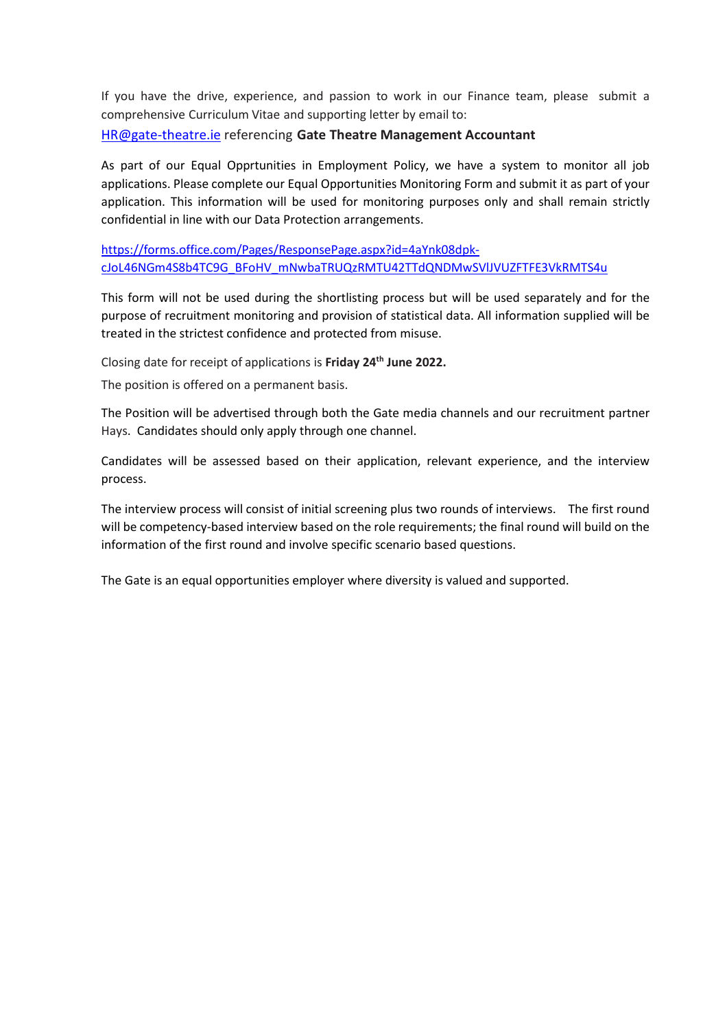If you have the drive, experience, and passion to work in our Finance team, please submit a comprehensive Curriculum Vitae and supporting letter by email to:

HR@gate-theatre.ie referencing **Gate Theatre Management Accountant**

As part of our Equal Opprtunities in Employment Policy, we have a system to monitor all job applications. Please complete our Equal Opportunities Monitoring Form and submit it as part of your application. This information will be used for monitoring purposes only and shall remain strictly confidential in line with our Data Protection arrangements.

https://forms.office.com/Pages/ResponsePage.aspx?id=4aYnk08dpk-cJoL46NGm4S8b4TC9G_BFoHV_mNwbaTRUQzRMTU42TTdQNDMwSVlJVUZFTFE3VkRMTS4u

This form will not be used during the shortlisting process but will be used separately and for the purpose of recruitment monitoring and provision of statistical data. All information supplied will be treated in the strictest confidence and protected from misuse.

Closing date for receipt of applications is **Friday 24th June 2022.**

The position is offered on a permanent basis.

The Position will be advertised through both the Gate media channels and our recruitment partner Hays. Candidates should only apply through one channel.

Candidates will be assessed based on their application, relevant experience, and the interview process.

The interview process will consist of initial screening plus two rounds of interviews. The first round will be competency-based interview based on the role requirements; the final round will build on the information of the first round and involve specific scenario based questions.

The Gate is an equal opportunities employer where diversity is valued and supported.